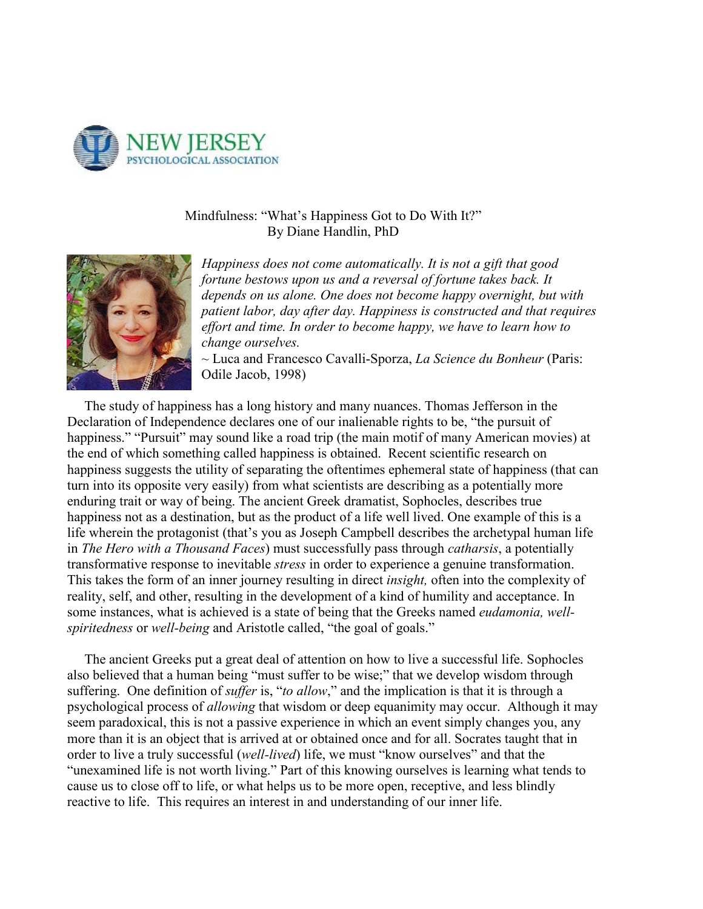NEW JERSEY PSYCHOLOGICAL ASSOCIATION

# Mindfulness: "What's Happiness Got to Do With It?"

By Diane Handlin, PhD

*Happiness does not come automatically. It is not a gift that good fortune bestows upon us and a reversal of fortune takes back. It depends on us alone. One does not become happy overnight, but with patient labor, day after day. Happiness is constructed and that requires effort and time. In order to become happy, we have to learn how to change ourselves.*
~ Luca and Francesco Cavalli-Sporza, *La Science du Bonheur* (Paris: Odile Jacob, 1998)

The study of happiness has a long history and many nuances. Thomas Jefferson in the Declaration of Independence declares one of our inalienable rights to be, "the pursuit of happiness." "Pursuit" may sound like a road trip (the main motif of many American movies) at the end of which something called happiness is obtained. Recent scientific research on happiness suggests the utility of separating the oftentimes ephemeral state of happiness (that can turn into its opposite very easily) from what scientists are describing as a potentially more enduring trait or way of being. The ancient Greek dramatist, Sophocles, describes true happiness not as a destination, but as the product of a life well lived. One example of this is a life wherein the protagonist (that's you as Joseph Campbell describes the archetypal human life in *The Hero with a Thousand Faces*) must successfully pass through *catharsis*, a potentially transformative response to inevitable *stress* in order to experience a genuine transformation. This takes the form of an inner journey resulting in direct *insight,* often into the complexity of reality, self, and other, resulting in the development of a kind of humility and acceptance. In some instances, what is achieved is a state of being that the Greeks named *eudamonia, well-spiritedness* or *well-being* and Aristotle called, "the goal of goals."

The ancient Greeks put a great deal of attention on how to live a successful life. Sophocles also believed that a human being "must suffer to be wise;" that we develop wisdom through suffering. One definition of *suffer* is, "*to allow*," and the implication is that it is through a psychological process of *allowing* that wisdom or deep equanimity may occur. Although it may seem paradoxical, this is not a passive experience in which an event simply changes you, any more than it is an object that is arrived at or obtained once and for all. Socrates taught that in order to live a truly successful (*well-lived*) life, we must "know ourselves" and that the "unexamined life is not worth living." Part of this knowing ourselves is learning what tends to cause us to close off to life, or what helps us to be more open, receptive, and less blindly reactive to life. This requires an interest in and understanding of our inner life.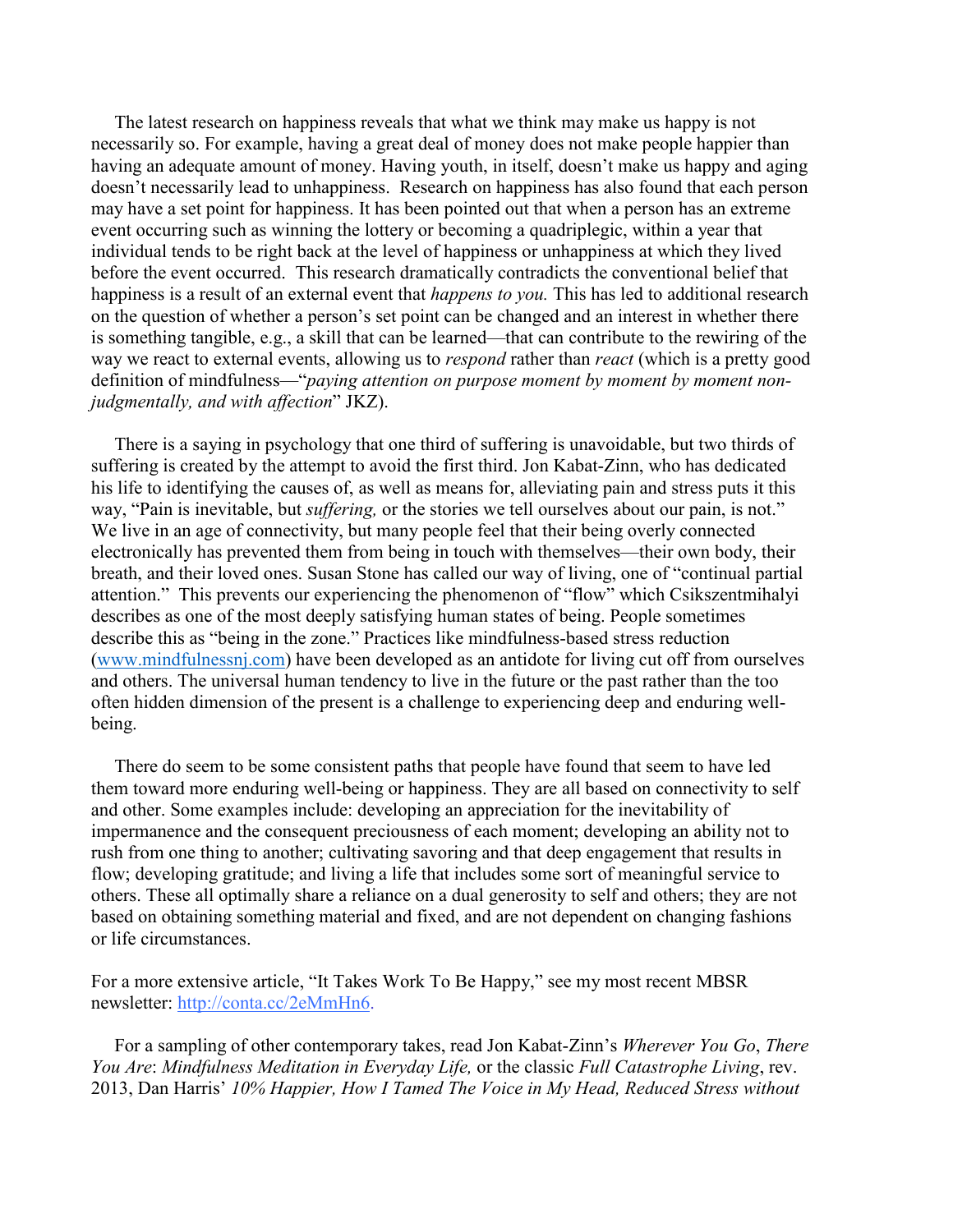The latest research on happiness reveals that what we think may make us happy is not necessarily so. For example, having a great deal of money does not make people happier than having an adequate amount of money. Having youth, in itself, doesn't make us happy and aging doesn't necessarily lead to unhappiness. Research on happiness has also found that each person may have a set point for happiness. It has been pointed out that when a person has an extreme event occurring such as winning the lottery or becoming a quadriplegic, within a year that individual tends to be right back at the level of happiness or unhappiness at which they lived before the event occurred. This research dramatically contradicts the conventional belief that happiness is a result of an external event that *happens to you.* This has led to additional research on the question of whether a person's set point can be changed and an interest in whether there is something tangible, e.g., a skill that can be learned—that can contribute to the rewiring of the way we react to external events, allowing us to *respond* rather than *react* (which is a pretty good definition of mindfulness—"*paying attention on purpose moment by moment by moment non-judgmentally, and with affection*" JKZ).

There is a saying in psychology that one third of suffering is unavoidable, but two thirds of suffering is created by the attempt to avoid the first third. Jon Kabat-Zinn, who has dedicated his life to identifying the causes of, as well as means for, alleviating pain and stress puts it this way, "Pain is inevitable, but *suffering,* or the stories we tell ourselves about our pain, is not." We live in an age of connectivity, but many people feel that their being overly connected electronically has prevented them from being in touch with themselves—their own body, their breath, and their loved ones. Susan Stone has called our way of living, one of "continual partial attention." This prevents our experiencing the phenomenon of "flow" which Csikszentmihalyi describes as one of the most deeply satisfying human states of being. People sometimes describe this as "being in the zone." Practices like mindfulness-based stress reduction ([www.mindfulnessnj.com](www.mindfulnessnj.com)) have been developed as an antidote for living cut off from ourselves and others. The universal human tendency to live in the future or the past rather than the too often hidden dimension of the present is a challenge to experiencing deep and enduring well-being.

There do seem to be some consistent paths that people have found that seem to have led them toward more enduring well-being or happiness. They are all based on connectivity to self and other. Some examples include: developing an appreciation for the inevitability of impermanence and the consequent preciousness of each moment; developing an ability not to rush from one thing to another; cultivating savoring and that deep engagement that results in flow; developing gratitude; and living a life that includes some sort of meaningful service to others. These all optimally share a reliance on a dual generosity to self and others; they are not based on obtaining something material and fixed, and are not dependent on changing fashions or life circumstances.

For a more extensive article, "It Takes Work To Be Happy," see my most recent MBSR newsletter: [http://conta.cc/2eMmHn6](http://conta.cc/2eMmHn6).

For a sampling of other contemporary takes, read Jon Kabat-Zinn's *Wherever You Go*, *There You Are*: *Mindfulness Meditation in Everyday Life,* or the classic *Full Catastrophe Living*, rev. 2013, Dan Harris' *10% Happier, How I Tamed The Voice in My Head, Reduced Stress without*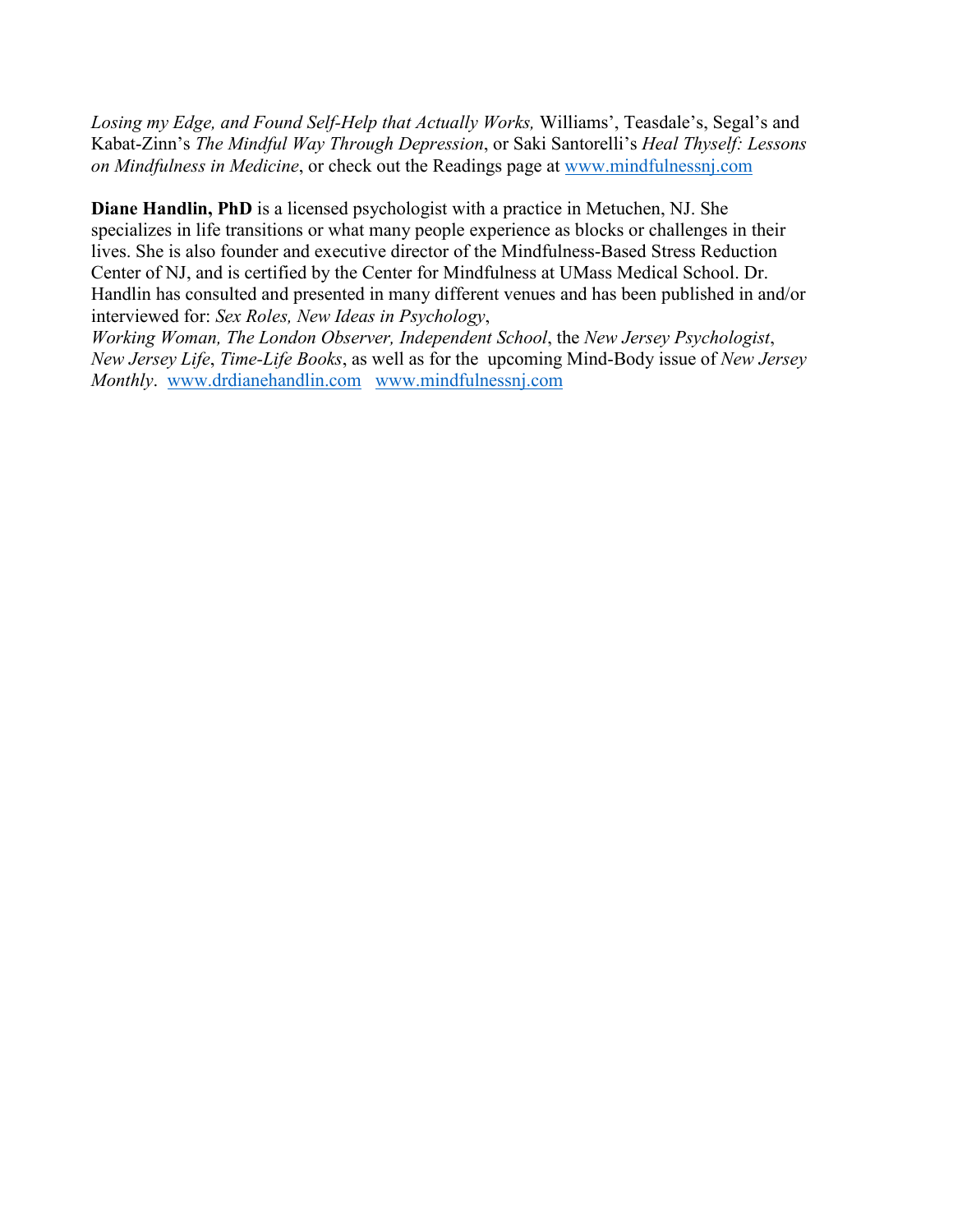*Losing my Edge, and Found Self-Help that Actually Works,* Williams', Teasdale's, Segal's and Kabat-Zinn's *The Mindful Way Through Depression*, or Saki Santorelli's *Heal Thyself: Lessons on Mindfulness in Medicine*, or check out the Readings page at www.mindfulnessnj.com

**Diane Handlin, PhD** is a licensed psychologist with a practice in Metuchen, NJ. She specializes in life transitions or what many people experience as blocks or challenges in their lives. She is also founder and executive director of the Mindfulness-Based Stress Reduction Center of NJ, and is certified by the Center for Mindfulness at UMass Medical School. Dr. Handlin has consulted and presented in many different venues and has been published in and/or interviewed for: *Sex Roles, New Ideas in Psychology*, *Working Woman, The London Observer, Independent School*, the *New Jersey Psychologist*, *New Jersey Life*, *Time-Life Books*, as well as for the upcoming Mind-Body issue of *New Jersey Monthly*. www.drdianehandlin.com www.mindfulnessnj.com